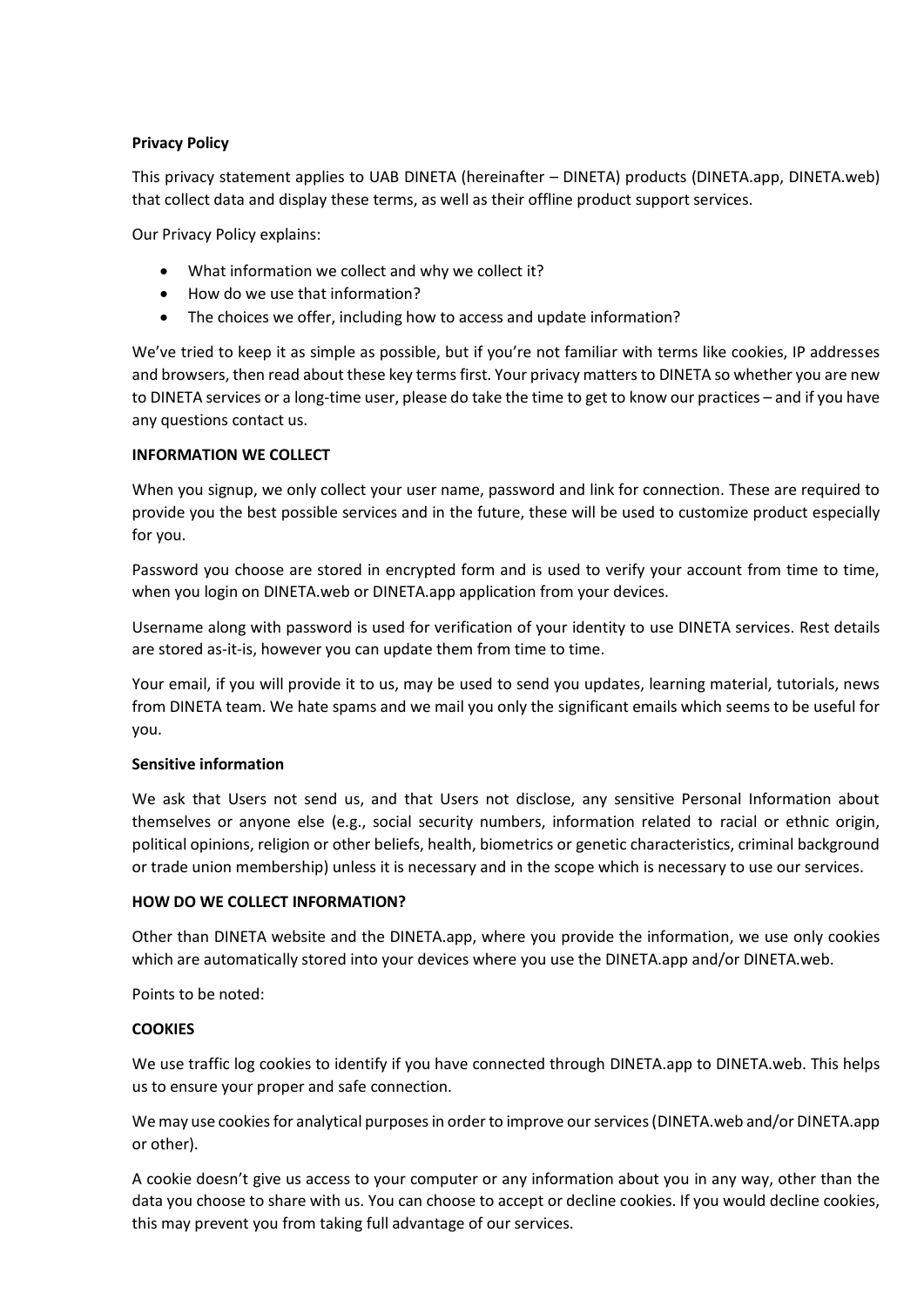**Privacy Policy**

This privacy statement applies to UAB DINETA (hereinafter – DINETA) products (DINETA.app, DINETA.web) that collect data and display these terms, as well as their offline product support services.

Our Privacy Policy explains:

- What information we collect and why we collect it?
- How do we use that information?
- The choices we offer, including how to access and update information?

We've tried to keep it as simple as possible, but if you're not familiar with terms like cookies, IP addresses and browsers, then read about these key terms first. Your privacy matters to DINETA so whether you are new to DINETA services or a long-time user, please do take the time to get to know our practices – and if you have any questions contact us.

**INFORMATION WE COLLECT**

When you signup, we only collect your user name, password and link for connection. These are required to provide you the best possible services and in the future, these will be used to customize product especially for you.

Password you choose are stored in encrypted form and is used to verify your account from time to time, when you login on DINETA.web or DINETA.app application from your devices.

Username along with password is used for verification of your identity to use DINETA services. Rest details are stored as-it-is, however you can update them from time to time.

Your email, if you will provide it to us, may be used to send you updates, learning material, tutorials, news from DINETA team. We hate spams and we mail you only the significant emails which seems to be useful for you.

**Sensitive information**

We ask that Users not send us, and that Users not disclose, any sensitive Personal Information about themselves or anyone else (e.g., social security numbers, information related to racial or ethnic origin, political opinions, religion or other beliefs, health, biometrics or genetic characteristics, criminal background or trade union membership) unless it is necessary and in the scope which is necessary to use our services.

**HOW DO WE COLLECT INFORMATION?**

Other than DINETA website and the DINETA.app, where you provide the information, we use only cookies which are automatically stored into your devices where you use the DINETA.app and/or DINETA.web.

Points to be noted:

**COOKIES**

We use traffic log cookies to identify if you have connected through DINETA.app to DINETA.web. This helps us to ensure your proper and safe connection.

We may use cookies for analytical purposes in order to improve our services (DINETA.web and/or DINETA.app or other).

A cookie doesn't give us access to your computer or any information about you in any way, other than the data you choose to share with us. You can choose to accept or decline cookies. If you would decline cookies, this may prevent you from taking full advantage of our services.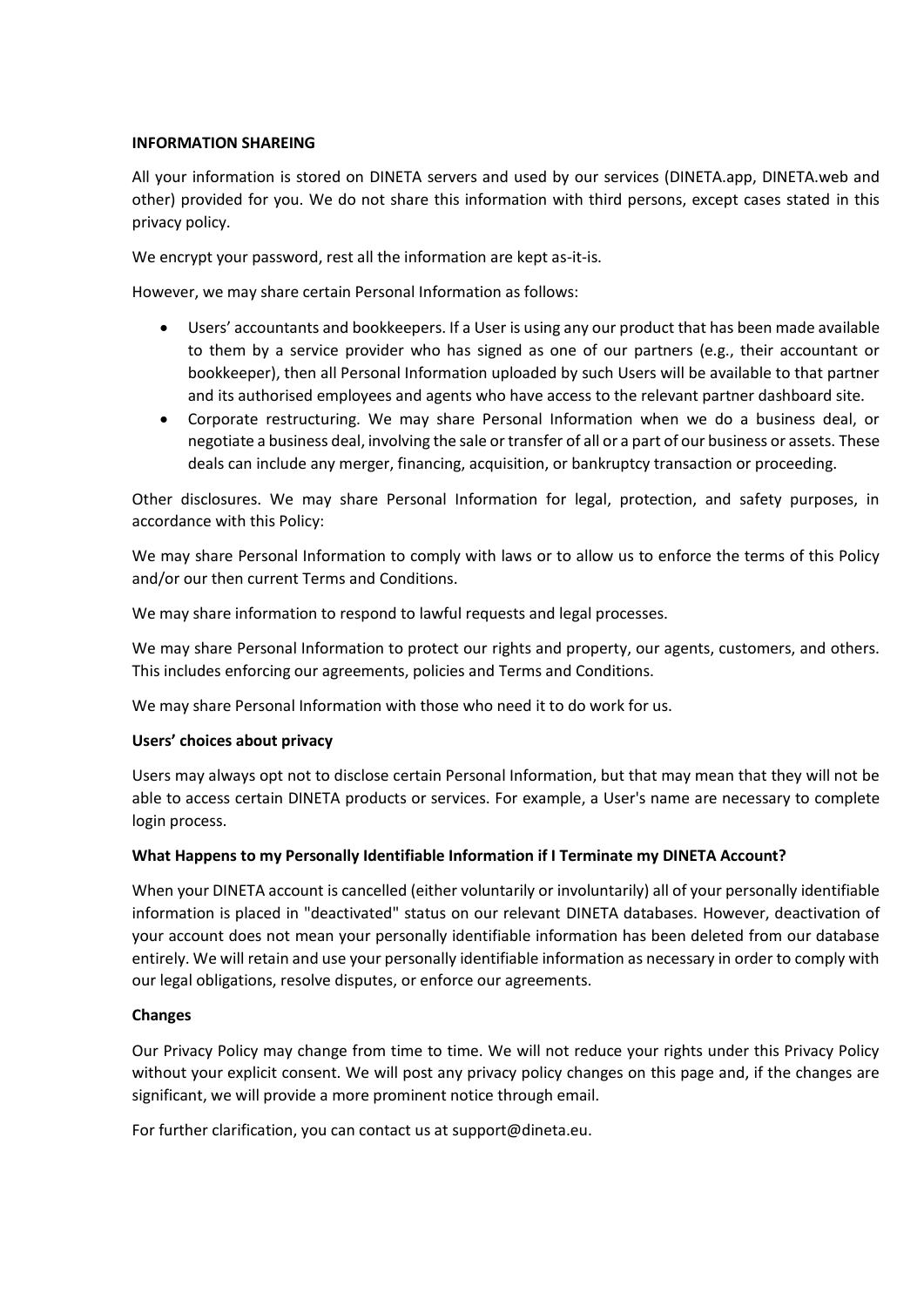**INFORMATION SHAREING**

All your information is stored on DINETA servers and used by our services (DINETA.app, DINETA.web and other) provided for you. We do not share this information with third persons, except cases stated in this privacy policy.

We encrypt your password, rest all the information are kept as-it-is.

However, we may share certain Personal Information as follows:

- Users' accountants and bookkeepers. If a User is using any our product that has been made available to them by a service provider who has signed as one of our partners (e.g., their accountant or bookkeeper), then all Personal Information uploaded by such Users will be available to that partner and its authorised employees and agents who have access to the relevant partner dashboard site.
- Corporate restructuring. We may share Personal Information when we do a business deal, or negotiate a business deal, involving the sale or transfer of all or a part of our business or assets. These deals can include any merger, financing, acquisition, or bankruptcy transaction or proceeding.

Other disclosures. We may share Personal Information for legal, protection, and safety purposes, in accordance with this Policy:

We may share Personal Information to comply with laws or to allow us to enforce the terms of this Policy and/or our then current Terms and Conditions.

We may share information to respond to lawful requests and legal processes.

We may share Personal Information to protect our rights and property, our agents, customers, and others. This includes enforcing our agreements, policies and Terms and Conditions.

We may share Personal Information with those who need it to do work for us.

**Users' choices about privacy**

Users may always opt not to disclose certain Personal Information, but that may mean that they will not be able to access certain DINETA products or services. For example, a User's name are necessary to complete login process.

**What Happens to my Personally Identifiable Information if I Terminate my DINETA Account?**

When your DINETA account is cancelled (either voluntarily or involuntarily) all of your personally identifiable information is placed in "deactivated" status on our relevant DINETA databases. However, deactivation of your account does not mean your personally identifiable information has been deleted from our database entirely. We will retain and use your personally identifiable information as necessary in order to comply with our legal obligations, resolve disputes, or enforce our agreements.

**Changes**

Our Privacy Policy may change from time to time. We will not reduce your rights under this Privacy Policy without your explicit consent. We will post any privacy policy changes on this page and, if the changes are significant, we will provide a more prominent notice through email.

For further clarification, you can contact us at support@dineta.eu.